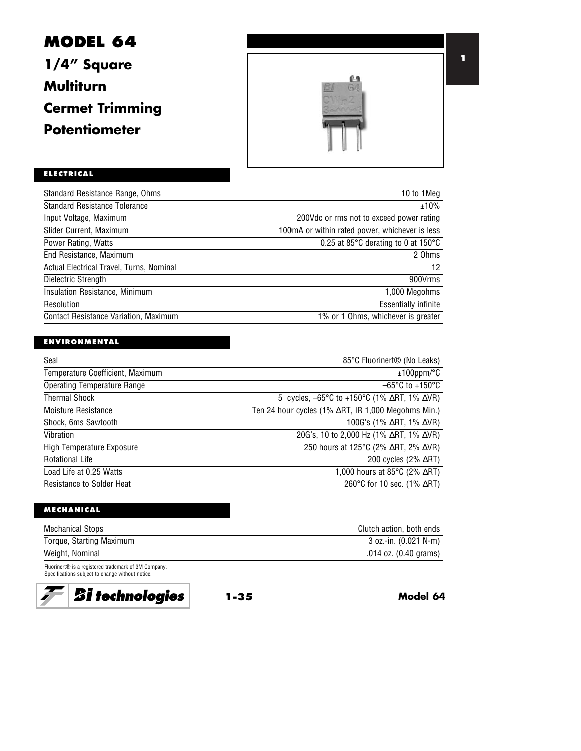# MODEL 64

## 1/4" Square Multiturn Cermet Trimming Potentiometer

### ELECTRICAL

| | |
|---|---|
| Standard Resistance Range, Ohms | 10 to 1Meg |
| Standard Resistance Tolerance | ±10% |
| Input Voltage, Maximum | 200Vdc or rms not to exceed power rating |
| Slider Current, Maximum | 100mA or within rated power, whichever is less |
| Power Rating, Watts | 0.25 at 85°C derating to 0 at 150°C |
| End Resistance, Maximum | 2 Ohms |
| Actual Electrical Travel, Turns, Nominal | 12 |
| Dielectric Strength | 900Vrms |
| Insulation Resistance, Minimum | 1,000 Megohms |
| Resolution | Essentially infinite |
| Contact Resistance Variation, Maximum | 1% or 1 Ohms, whichever is greater |

### ENVIRONMENTAL

| | |
|---|---|
| Seal | 85°C Fluorinert® (No Leaks) |
| Temperature Coefficient, Maximum | ±100ppm/°C |
| Operating Temperature Range | –65°C to +150°C |
| Thermal Shock | 5 cycles, –65°C to +150°C (1% ΔRT, 1% ΔVR) |
| Moisture Resistance | Ten 24 hour cycles (1% ΔRT, IR 1,000 Megohms Min.) |
| Shock, 6ms Sawtooth | 100G's (1% ΔRT, 1% ΔVR) |
| Vibration | 20G's, 10 to 2,000 Hz (1% ΔRT, 1% ΔVR) |
| High Temperature Exposure | 250 hours at 125°C (2% ΔRT, 2% ΔVR) |
| Rotational Life | 200 cycles (2% ΔRT) |
| Load Life at 0.25 Watts | 1,000 hours at 85°C (2% ΔRT) |
| Resistance to Solder Heat | 260°C for 10 sec. (1% ΔRT) |

### MECHANICAL

| | |
|---|---|
| Mechanical Stops | Clutch action, both ends |
| Torque, Starting Maximum | 3 oz.-in. (0.021 N-m) |
| Weight, Nominal | .014 oz. (0.40 grams) |

Fluorinert® is a registered trademark of 3M Company.
Specifications subject to change without notice.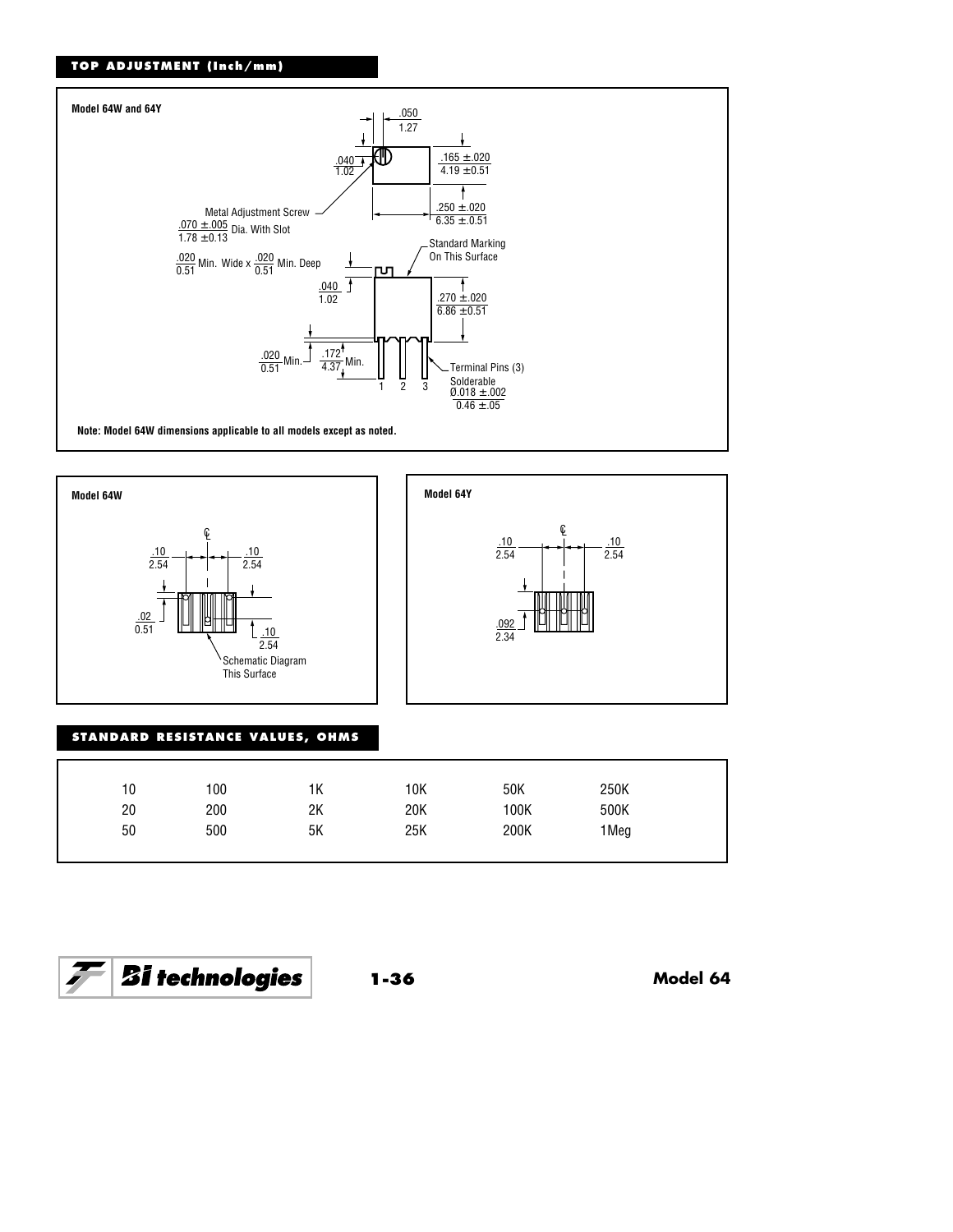## TOP ADJUSTMENT (Inch/mm)

**Model 64W and 64Y**

.050 / 1.27

.040 / 1.02

.165 ±.020 / 4.19 ±0.51

.250 ±.020 / 6.35 ±0.51

Metal Adjustment Screw .070 ±.005 / 1.78 ±0.13 Dia. With Slot

.020 / 0.51 Min. Wide x .020 / 0.51 Min. Deep

Standard Marking On This Surface

.040 / 1.02

.270 ±.020 / 6.86 ±0.51

.020 / 0.51 Min.

.172 / 4.37 Min.

1 2 3

Terminal Pins (3) Solderable Ø.018 ±.002 / 0.46 ±.05

**Note: Model 64W dimensions applicable to all models except as noted.**

**Model 64W**

.10 / 2.54

.10 / 2.54

.02 / 0.51

.10 / 2.54

Schematic Diagram This Surface

**Model 64Y**

.10 / 2.54

.10 / 2.54

.092 / 2.34

## STANDARD RESISTANCE VALUES, OHMS

| | | | | | |
|---|---|---|---|---|---|
| 10 | 100 | 1K | 10K | 50K | 250K |
| 20 | 200 | 2K | 20K | 100K | 500K |
| 50 | 500 | 5K | 25K | 200K | 1Meg |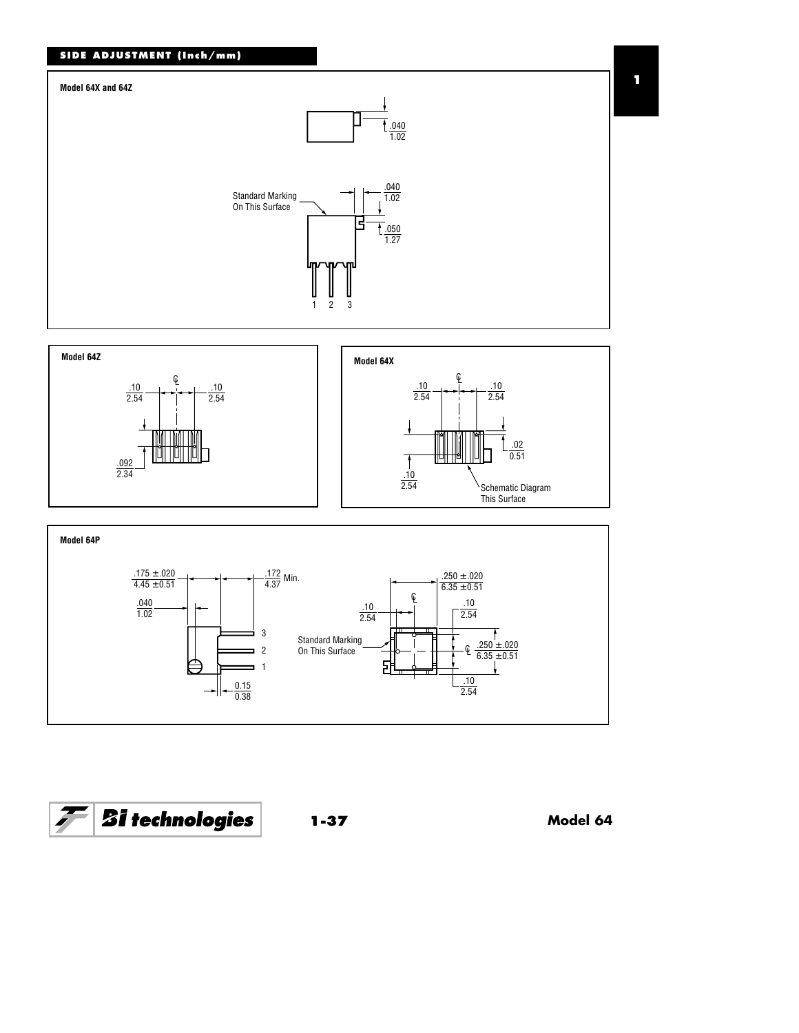## SIDE ADJUSTMENT (Inch/mm)

**Model 64X and 64Z**

.040
1.02

Standard Marking On This Surface

.040
1.02

.050
1.27

1 2 3

**Model 64Z**

.10
2.54

.10
2.54

.092
2.34

**Model 64X**

.10
2.54

.10
2.54

.02
0.51

.10
2.54

Schematic Diagram This Surface

**Model 64P**

.175 ±.020
4.45 ±0.51

.172 Min.
4.37

.040
1.02

3
2
1

0.15
0.38

.250 ±.020
6.35 ±0.51

.10
2.54

.10
2.54

Standard Marking On This Surface

.250 ±.020
6.35 ±0.51

.10
2.54

Model 64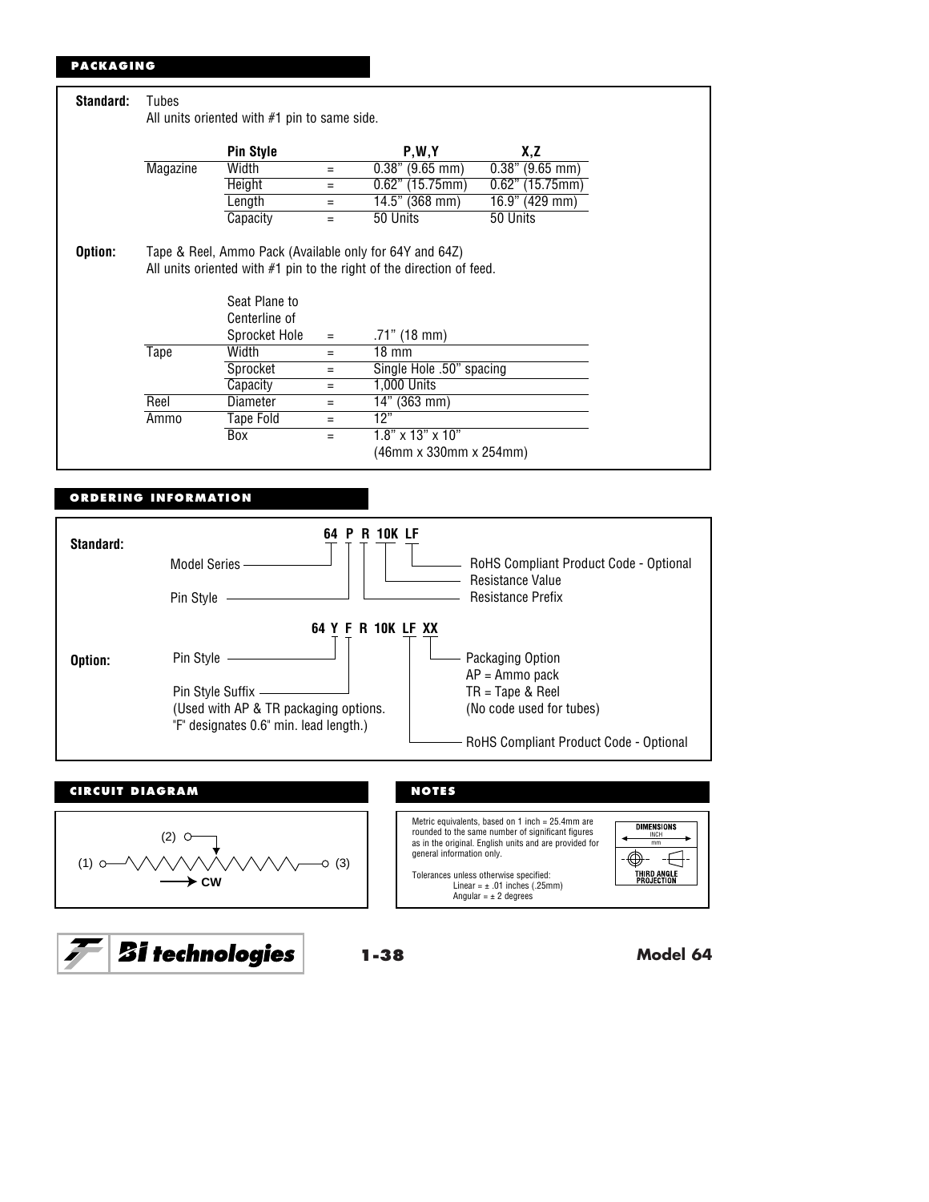## PACKAGING

**Standard:** Tubes
All units oriented with #1 pin to same side.

| | Pin Style | | P,W,Y | X,Z |
|---|---|---|---|---|
| Magazine | Width | = | 0.38" (9.65 mm) | 0.38" (9.65 mm) |
| | Height | = | 0.62" (15.75mm) | 0.62" (15.75mm) |
| | Length | = | 14.5" (368 mm) | 16.9" (429 mm) |
| | Capacity | = | 50 Units | 50 Units |

**Option:** Tape & Reel, Ammo Pack (Available only for 64Y and 64Z)
All units oriented with #1 pin to the right of the direction of feed.

| | | | |
|---|---|---|---|
| | Seat Plane to Centerline of Sprocket Hole | = | .71" (18 mm) |
| Tape | Width | = | 18 mm |
| | Sprocket | = | Single Hole .50" spacing |
| | Capacity | = | 1,000 Units |
| Reel | Diameter | = | 14" (363 mm) |
| Ammo | Tape Fold | = | 12" |
| | Box | = | 1.8" x 13" x 10" (46mm x 330mm x 254mm) |

## ORDERING INFORMATION

**Standard:** **64 P R 10K LF**

- 64 — Model Series
- P — Pin Style
- R — Resistance Prefix
- 10K — Resistance Value
- LF — RoHS Compliant Product Code - Optional

**Option:** **64 Y F R 10K LF XX**

- Y — Pin Style
- F — Pin Style Suffix (Used with AP & TR packaging options. "F" designates 0.6" min. lead length.)
- LF — RoHS Compliant Product Code - Optional
- XX — Packaging Option
  - AP = Ammo pack
  - TR = Tape & Reel
  - (No code used for tubes)

## CIRCUIT DIAGRAM

(1) (2) (3)
CW

## NOTES

Metric equivalents, based on 1 inch = 25.4mm are rounded to the same number of significant figures as in the original. English units and are provided for general information only.

Tolerances unless otherwise specified:
Linear = ± .01 inches (.25mm)
Angular = ± 2 degrees

DIMENSIONS
INCH
mm

THIRD ANGLE PROJECTION